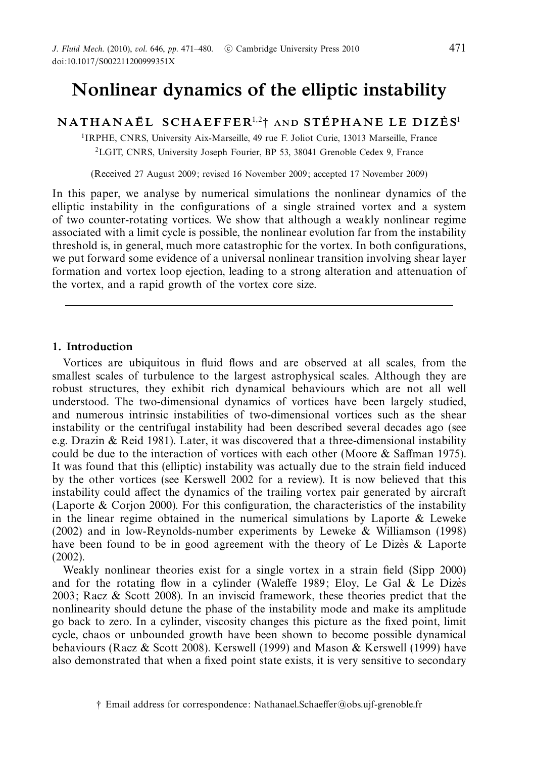# Nonlinear dynamics of the elliptic instability

**NATHANAËL SCHAEFFER**[1,2]† **AND STÉPHANE LE DIZÈS**[1]

[1]IRPHE, CNRS, University Aix-Marseille, 49 rue F. Joliot Curie, 13013 Marseille, France

[2]LGIT, CNRS, University Joseph Fourier, BP 53, 38041 Grenoble Cedex 9, France

(Received 27 August 2009; revised 16 November 2009; accepted 17 November 2009)

In this paper, we analyse by numerical simulations the nonlinear dynamics of the elliptic instability in the configurations of a single strained vortex and a system of two counter-rotating vortices. We show that although a weakly nonlinear regime associated with a limit cycle is possible, the nonlinear evolution far from the instability threshold is, in general, much more catastrophic for the vortex. In both configurations, we put forward some evidence of a universal nonlinear transition involving shear layer formation and vortex loop ejection, leading to a strong alteration and attenuation of the vortex, and a rapid growth of the vortex core size.

---

## 1. Introduction

Vortices are ubiquitous in fluid flows and are observed at all scales, from the smallest scales of turbulence to the largest astrophysical scales. Although they are robust structures, they exhibit rich dynamical behaviours which are not all well understood. The two-dimensional dynamics of vortices have been largely studied, and numerous intrinsic instabilities of two-dimensional vortices such as the shear instability or the centrifugal instability had been described several decades ago (see e.g. Drazin & Reid 1981). Later, it was discovered that a three-dimensional instability could be due to the interaction of vortices with each other (Moore & Saffman 1975). It was found that this (elliptic) instability was actually due to the strain field induced by the other vortices (see Kerswell 2002 for a review). It is now believed that this instability could affect the dynamics of the trailing vortex pair generated by aircraft (Laporte & Corjon 2000). For this configuration, the characteristics of the instability in the linear regime obtained in the numerical simulations by Laporte & Leweke (2002) and in low-Reynolds-number experiments by Leweke & Williamson (1998) have been found to be in good agreement with the theory of Le Dizès & Laporte (2002).

Weakly nonlinear theories exist for a single vortex in a strain field (Sipp 2000) and for the rotating flow in a cylinder (Waleffe 1989; Eloy, Le Gal & Le Dizès 2003; Racz & Scott 2008). In an inviscid framework, these theories predict that the nonlinearity should detune the phase of the instability mode and make its amplitude go back to zero. In a cylinder, viscosity changes this picture as the fixed point, limit cycle, chaos or unbounded growth have been shown to become possible dynamical behaviours (Racz & Scott 2008). Kerswell (1999) and Mason & Kerswell (1999) have also demonstrated that when a fixed point state exists, it is very sensitive to secondary

† Email address for correspondence: Nathanael.Schaeffer@obs.ujf-grenoble.fr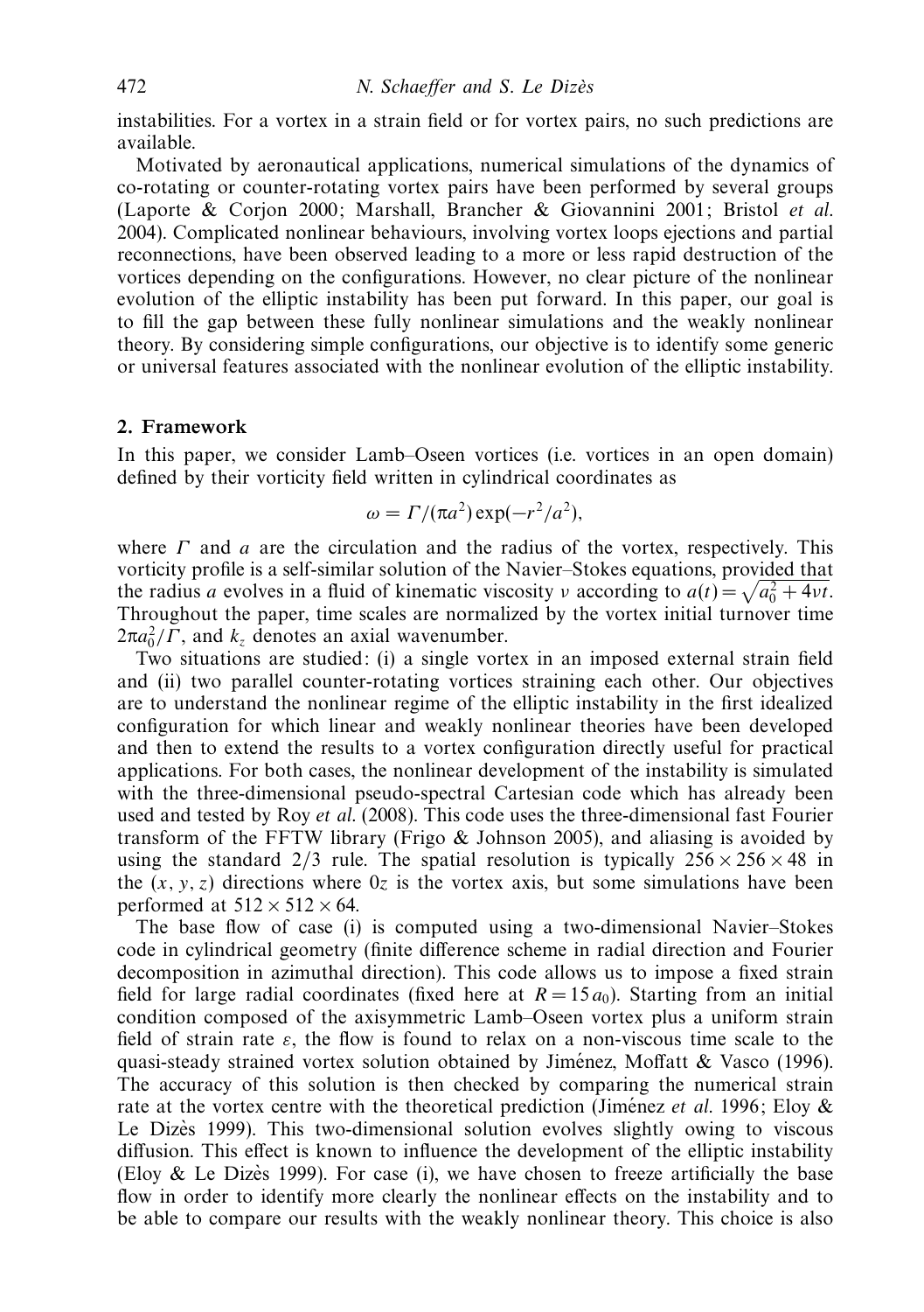instabilities. For a vortex in a strain field or for vortex pairs, no such predictions are available.

Motivated by aeronautical applications, numerical simulations of the dynamics of co-rotating or counter-rotating vortex pairs have been performed by several groups (Laporte & Corjon 2000; Marshall, Brancher & Giovannini 2001; Bristol *et al.* 2004). Complicated nonlinear behaviours, involving vortex loops ejections and partial reconnections, have been observed leading to a more or less rapid destruction of the vortices depending on the configurations. However, no clear picture of the nonlinear evolution of the elliptic instability has been put forward. In this paper, our goal is to fill the gap between these fully nonlinear simulations and the weakly nonlinear theory. By considering simple configurations, our objective is to identify some generic or universal features associated with the nonlinear evolution of the elliptic instability.

## 2. Framework

In this paper, we consider Lamb–Oseen vortices (i.e. vortices in an open domain) defined by their vorticity field written in cylindrical coordinates as

$$\omega = \Gamma/(\pi a^2)\exp(-r^2/a^2),$$

where $\Gamma$ and $a$ are the circulation and the radius of the vortex, respectively. This vorticity profile is a self-similar solution of the Navier–Stokes equations, provided that the radius $a$ evolves in a fluid of kinematic viscosity $\nu$ according to $a(t)=\sqrt{a_0^2+4\nu t}$. Throughout the paper, time scales are normalized by the vortex initial turnover time $2\pi a_0^2/\Gamma$, and $k_z$ denotes an axial wavenumber.

Two situations are studied: (i) a single vortex in an imposed external strain field and (ii) two parallel counter-rotating vortices straining each other. Our objectives are to understand the nonlinear regime of the elliptic instability in the first idealized configuration for which linear and weakly nonlinear theories have been developed and then to extend the results to a vortex configuration directly useful for practical applications. For both cases, the nonlinear development of the instability is simulated with the three-dimensional pseudo-spectral Cartesian code which has already been used and tested by Roy *et al.* (2008). This code uses the three-dimensional fast Fourier transform of the FFTW library (Frigo & Johnson 2005), and aliasing is avoided by using the standard 2/3 rule. The spatial resolution is typically $256\times256\times48$ in the $(x, y, z)$ directions where $0z$ is the vortex axis, but some simulations have been performed at $512\times512\times64$.

The base flow of case (i) is computed using a two-dimensional Navier–Stokes code in cylindrical geometry (finite difference scheme in radial direction and Fourier decomposition in azimuthal direction). This code allows us to impose a fixed strain field for large radial coordinates (fixed here at $R=15a_0$). Starting from an initial condition composed of the axisymmetric Lamb–Oseen vortex plus a uniform strain field of strain rate $\varepsilon$, the flow is found to relax on a non-viscous time scale to the quasi-steady strained vortex solution obtained by Jiménez, Moffatt & Vasco (1996). The accuracy of this solution is then checked by comparing the numerical strain rate at the vortex centre with the theoretical prediction (Jiménez *et al.* 1996; Eloy & Le Dizès 1999). This two-dimensional solution evolves slightly owing to viscous diffusion. This effect is known to influence the development of the elliptic instability (Eloy & Le Dizès 1999). For case (i), we have chosen to freeze artificially the base flow in order to identify more clearly the nonlinear effects on the instability and to be able to compare our results with the weakly nonlinear theory. This choice is also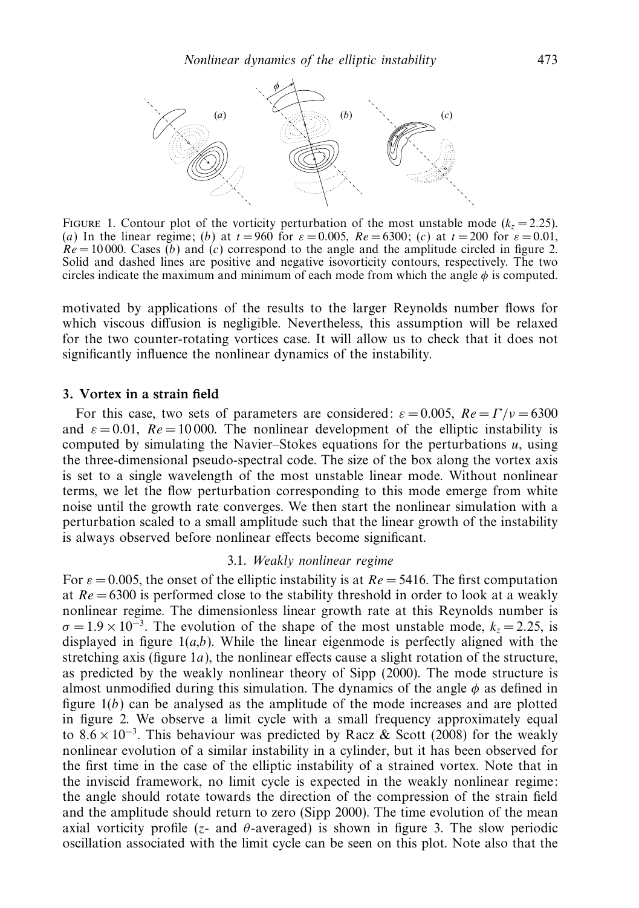FIGURE 1. Contour plot of the vorticity perturbation of the most unstable mode ($k_z = 2.25$). (*a*) In the linear regime; (*b*) at $t = 960$ for $\varepsilon = 0.005$, $Re = 6300$; (*c*) at $t = 200$ for $\varepsilon = 0.01$, $Re = 10\,000$. Cases (*b*) and (*c*) correspond to the angle and the amplitude circled in figure 2. Solid and dashed lines are positive and negative isovorticity contours, respectively. The two circles indicate the maximum and minimum of each mode from which the angle $\phi$ is computed.

motivated by applications of the results to the larger Reynolds number flows for which viscous diffusion is negligible. Nevertheless, this assumption will be relaxed for the two counter-rotating vortices case. It will allow us to check that it does not significantly influence the nonlinear dynamics of the instability.

## 3. Vortex in a strain field

For this case, two sets of parameters are considered: $\varepsilon = 0.005$, $Re = \Gamma/\nu = 6300$ and $\varepsilon = 0.01$, $Re = 10\,000$. The nonlinear development of the elliptic instability is computed by simulating the Navier–Stokes equations for the perturbations $u$, using the three-dimensional pseudo-spectral code. The size of the box along the vortex axis is set to a single wavelength of the most unstable linear mode. Without nonlinear terms, we let the flow perturbation corresponding to this mode emerge from white noise until the growth rate converges. We then start the nonlinear simulation with a perturbation scaled to a small amplitude such that the linear growth of the instability is always observed before nonlinear effects become significant.

### 3.1. *Weakly nonlinear regime*

For $\varepsilon = 0.005$, the onset of the elliptic instability is at $Re = 5416$. The first computation at $Re = 6300$ is performed close to the stability threshold in order to look at a weakly nonlinear regime. The dimensionless linear growth rate at this Reynolds number is $\sigma = 1.9 \times 10^{-3}$. The evolution of the shape of the most unstable mode, $k_z = 2.25$, is displayed in figure 1(*a*,*b*). While the linear eigenmode is perfectly aligned with the stretching axis (figure 1*a*), the nonlinear effects cause a slight rotation of the structure, as predicted by the weakly nonlinear theory of Sipp (2000). The mode structure is almost unmodified during this simulation. The dynamics of the angle $\phi$ as defined in figure 1(*b*) can be analysed as the amplitude of the mode increases and are plotted in figure 2. We observe a limit cycle with a small frequency approximately equal to $8.6 \times 10^{-3}$. This behaviour was predicted by Racz & Scott (2008) for the weakly nonlinear evolution of a similar instability in a cylinder, but it has been observed for the first time in the case of the elliptic instability of a strained vortex. Note that in the inviscid framework, no limit cycle is expected in the weakly nonlinear regime: the angle should rotate towards the direction of the compression of the strain field and the amplitude should return to zero (Sipp 2000). The time evolution of the mean axial vorticity profile ($z$- and $\theta$-averaged) is shown in figure 3. The slow periodic oscillation associated with the limit cycle can be seen on this plot. Note also that the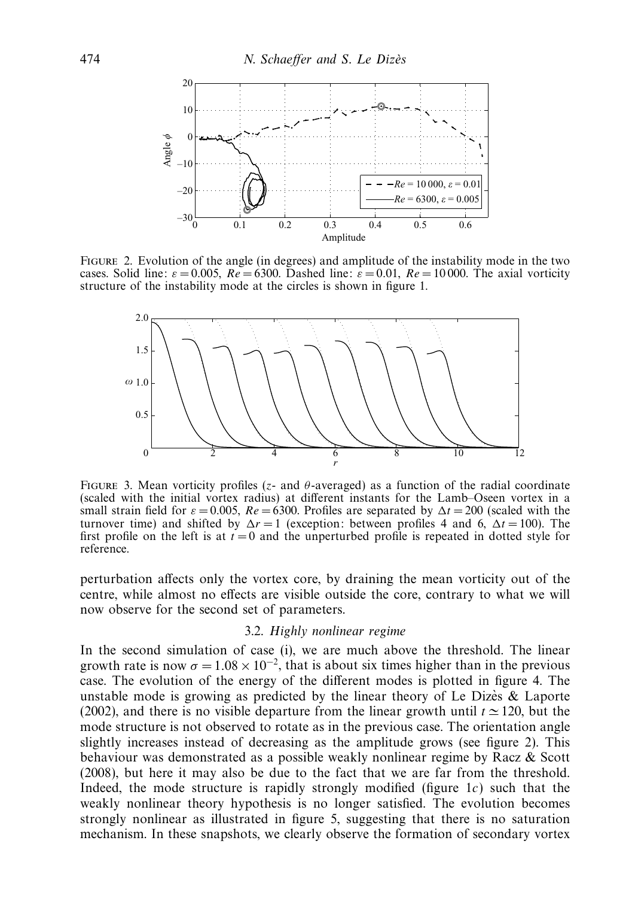FIGURE 2. Evolution of the angle (in degrees) and amplitude of the instability mode in the two cases. Solid line: $\varepsilon = 0.005$, $Re = 6300$. Dashed line: $\varepsilon = 0.01$, $Re = 10\,000$. The axial vorticity structure of the instability mode at the circles is shown in figure 1.

FIGURE 3. Mean vorticity profiles ($z$- and $\theta$-averaged) as a function of the radial coordinate (scaled with the initial vortex radius) at different instants for the Lamb–Oseen vortex in a small strain field for $\varepsilon = 0.005$, $Re = 6300$. Profiles are separated by $\Delta t = 200$ (scaled with the turnover time) and shifted by $\Delta r = 1$ (exception: between profiles 4 and 6, $\Delta t = 100$). The first profile on the left is at $t = 0$ and the unperturbed profile is repeated in dotted style for reference.

perturbation affects only the vortex core, by draining the mean vorticity out of the centre, while almost no effects are visible outside the core, contrary to what we will now observe for the second set of parameters.

### 3.2. *Highly nonlinear regime*

In the second simulation of case (i), we are much above the threshold. The linear growth rate is now $\sigma = 1.08 \times 10^{-2}$, that is about six times higher than in the previous case. The evolution of the energy of the different modes is plotted in figure 4. The unstable mode is growing as predicted by the linear theory of Le Dizès & Laporte (2002), and there is no visible departure from the linear growth until $t \simeq 120$, but the mode structure is not observed to rotate as in the previous case. The orientation angle slightly increases instead of decreasing as the amplitude grows (see figure 2). This behaviour was demonstrated as a possible weakly nonlinear regime by Racz & Scott (2008), but here it may also be due to the fact that we are far from the threshold. Indeed, the mode structure is rapidly strongly modified (figure 1*c*) such that the weakly nonlinear theory hypothesis is no longer satisfied. The evolution becomes strongly nonlinear as illustrated in figure 5, suggesting that there is no saturation mechanism. In these snapshots, we clearly observe the formation of secondary vortex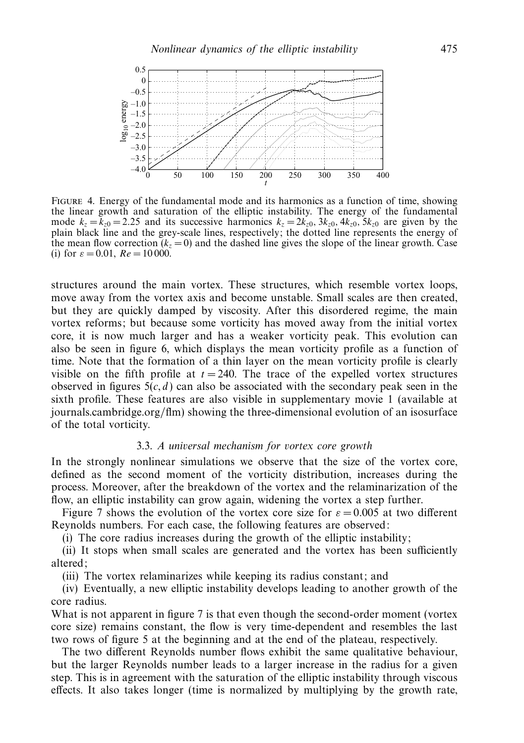FIGURE 4. Energy of the fundamental mode and its harmonics as a function of time, showing the linear growth and saturation of the elliptic instability. The energy of the fundamental mode $k_z = k_{z0} = 2.25$ and its successive harmonics $k_z = 2k_{z0}, 3k_{z0}, 4k_{z0}, 5k_{z0}$ are given by the plain black line and the grey-scale lines, respectively; the dotted line represents the energy of the mean flow correction ($k_z = 0$) and the dashed line gives the slope of the linear growth. Case (i) for $\varepsilon = 0.01$, $Re = 10\,000$.

structures around the main vortex. These structures, which resemble vortex loops, move away from the vortex axis and become unstable. Small scales are then created, but they are quickly damped by viscosity. After this disordered regime, the main vortex reforms; but because some vorticity has moved away from the initial vortex core, it is now much larger and has a weaker vorticity peak. This evolution can also be seen in figure 6, which displays the mean vorticity profile as a function of time. Note that the formation of a thin layer on the mean vorticity profile is clearly visible on the fifth profile at $t = 240$. The trace of the expelled vortex structures observed in figures 5(*c, d*) can also be associated with the secondary peak seen in the sixth profile. These features are also visible in supplementary movie 1 (available at journals.cambridge.org/flm) showing the three-dimensional evolution of an isosurface of the total vorticity.

### 3.3. *A universal mechanism for vortex core growth*

In the strongly nonlinear simulations we observe that the size of the vortex core, defined as the second moment of the vorticity distribution, increases during the process. Moreover, after the breakdown of the vortex and the relaminarization of the flow, an elliptic instability can grow again, widening the vortex a step further.

Figure 7 shows the evolution of the vortex core size for $\varepsilon = 0.005$ at two different Reynolds numbers. For each case, the following features are observed:

(i) The core radius increases during the growth of the elliptic instability;

(ii) It stops when small scales are generated and the vortex has been sufficiently altered;

(iii) The vortex relaminarizes while keeping its radius constant; and

(iv) Eventually, a new elliptic instability develops leading to another growth of the core radius.

What is not apparent in figure 7 is that even though the second-order moment (vortex core size) remains constant, the flow is very time-dependent and resembles the last two rows of figure 5 at the beginning and at the end of the plateau, respectively.

The two different Reynolds number flows exhibit the same qualitative behaviour, but the larger Reynolds number leads to a larger increase in the radius for a given step. This is in agreement with the saturation of the elliptic instability through viscous effects. It also takes longer (time is normalized by multiplying by the growth rate,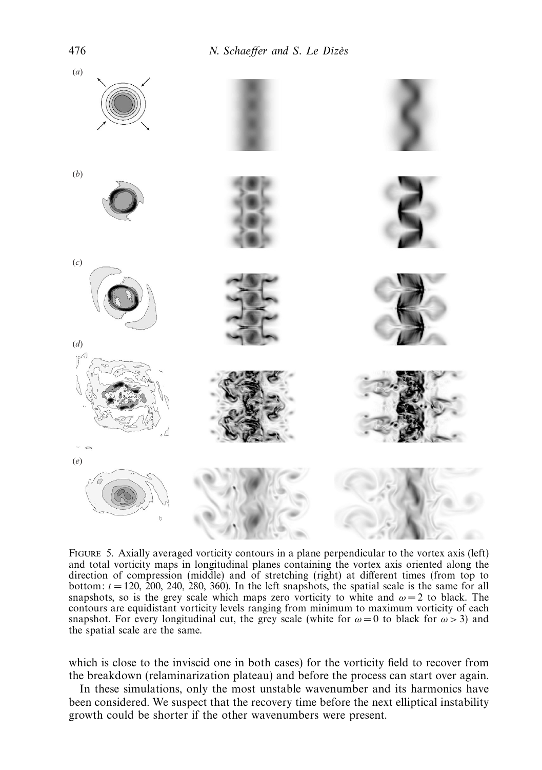FIGURE 5. Axially averaged vorticity contours in a plane perpendicular to the vortex axis (left) and total vorticity maps in longitudinal planes containing the vortex axis oriented along the direction of compression (middle) and of stretching (right) at different times (from top to bottom: $t = 120$, 200, 240, 280, 360). In the left snapshots, the spatial scale is the same for all snapshots, so is the grey scale which maps zero vorticity to white and $\omega = 2$ to black. The contours are equidistant vorticity levels ranging from minimum to maximum vorticity of each snapshot. For every longitudinal cut, the grey scale (white for $\omega = 0$ to black for $\omega > 3$) and the spatial scale are the same.

which is close to the inviscid one in both cases) for the vorticity field to recover from the breakdown (relaminarization plateau) and before the process can start over again.

In these simulations, only the most unstable wavenumber and its harmonics have been considered. We suspect that the recovery time before the next elliptical instability growth could be shorter if the other wavenumbers were present.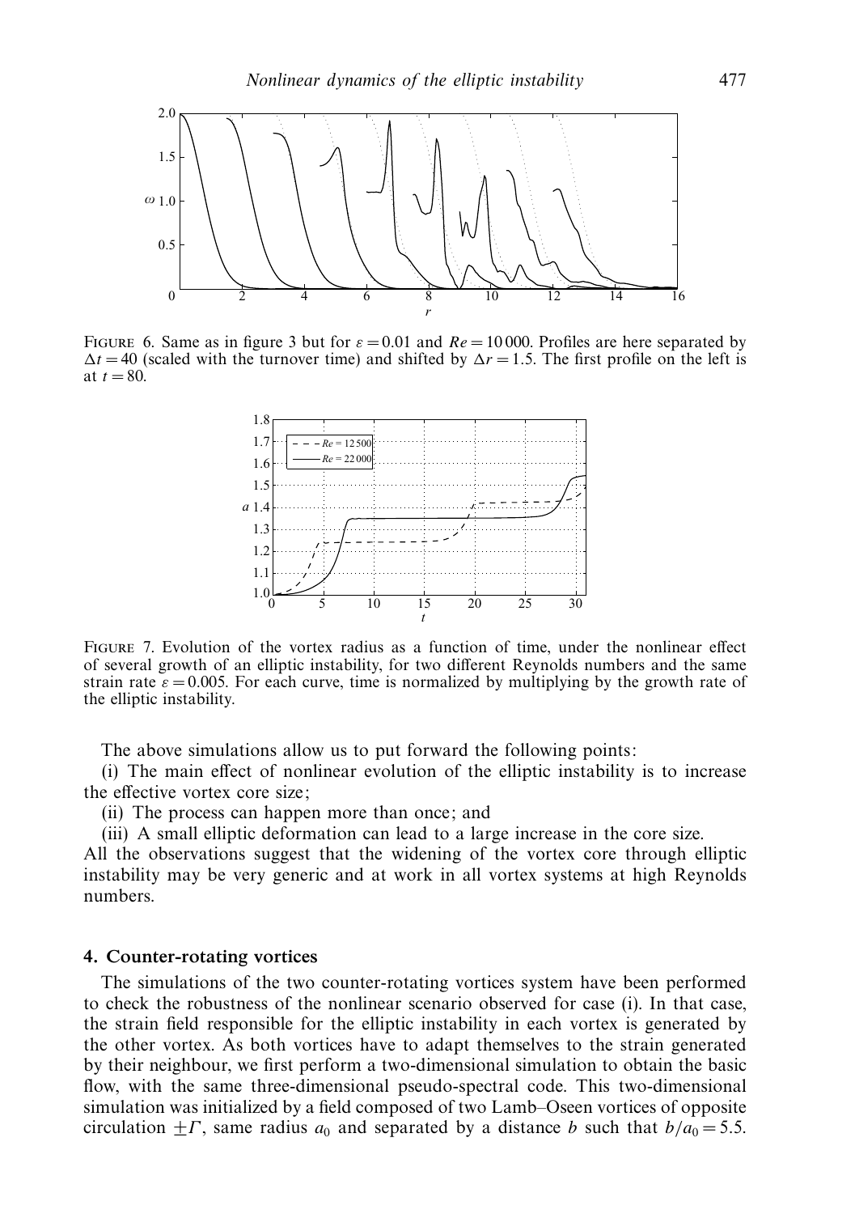FIGURE 6. Same as in figure 3 but for $\varepsilon = 0.01$ and $Re = 10\,000$. Profiles are here separated by $\Delta t = 40$ (scaled with the turnover time) and shifted by $\Delta r = 1.5$. The first profile on the left is at $t = 80$.

FIGURE 7. Evolution of the vortex radius as a function of time, under the nonlinear effect of several growth of an elliptic instability, for two different Reynolds numbers and the same strain rate $\varepsilon = 0.005$. For each curve, time is normalized by multiplying by the growth rate of the elliptic instability.

The above simulations allow us to put forward the following points:

(i) The main effect of nonlinear evolution of the elliptic instability is to increase the effective vortex core size;

(ii) The process can happen more than once; and

(iii) A small elliptic deformation can lead to a large increase in the core size.

All the observations suggest that the widening of the vortex core through elliptic instability may be very generic and at work in all vortex systems at high Reynolds numbers.

## 4. Counter-rotating vortices

The simulations of the two counter-rotating vortices system have been performed to check the robustness of the nonlinear scenario observed for case (i). In that case, the strain field responsible for the elliptic instability in each vortex is generated by the other vortex. As both vortices have to adapt themselves to the strain generated by their neighbour, we first perform a two-dimensional simulation to obtain the basic flow, with the same three-dimensional pseudo-spectral code. This two-dimensional simulation was initialized by a field composed of two Lamb–Oseen vortices of opposite circulation $\pm\Gamma$, same radius $a_0$ and separated by a distance $b$ such that $b/a_0 = 5.5$.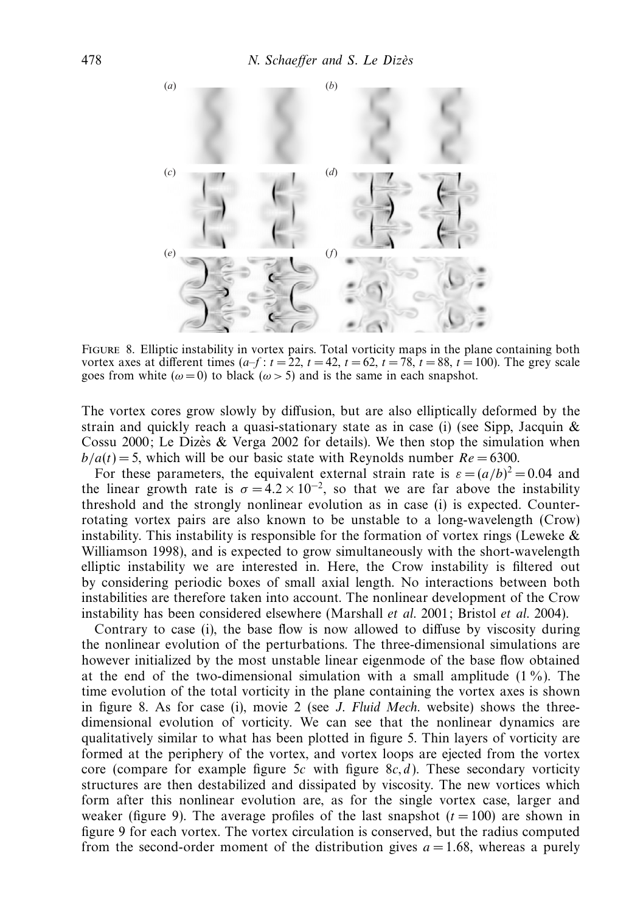FIGURE 8. Elliptic instability in vortex pairs. Total vorticity maps in the plane containing both vortex axes at different times ($a$–$f$ : $t = 22$, $t = 42$, $t = 62$, $t = 78$, $t = 88$, $t = 100$). The grey scale goes from white ($\omega = 0$) to black ($\omega > 5$) and is the same in each snapshot.

The vortex cores grow slowly by diffusion, but are also elliptically deformed by the strain and quickly reach a quasi-stationary state as in case (i) (see Sipp, Jacquin & Cossu 2000; Le Dizès & Verga 2002 for details). We then stop the simulation when $b/a(t) = 5$, which will be our basic state with Reynolds number $Re = 6300$.

For these parameters, the equivalent external strain rate is $\varepsilon = (a/b)^2 = 0.04$ and the linear growth rate is $\sigma = 4.2 \times 10^{-2}$, so that we are far above the instability threshold and the strongly nonlinear evolution as in case (i) is expected. Counter-rotating vortex pairs are also known to be unstable to a long-wavelength (Crow) instability. This instability is responsible for the formation of vortex rings (Leweke & Williamson 1998), and is expected to grow simultaneously with the short-wavelength elliptic instability we are interested in. Here, the Crow instability is filtered out by considering periodic boxes of small axial length. No interactions between both instabilities are therefore taken into account. The nonlinear development of the Crow instability has been considered elsewhere (Marshall *et al.* 2001; Bristol *et al.* 2004).

Contrary to case (i), the base flow is now allowed to diffuse by viscosity during the nonlinear evolution of the perturbations. The three-dimensional simulations are however initialized by the most unstable linear eigenmode of the base flow obtained at the end of the two-dimensional simulation with a small amplitude (1 %). The time evolution of the total vorticity in the plane containing the vortex axes is shown in figure 8. As for case (i), movie 2 (see *J. Fluid Mech.* website) shows the three-dimensional evolution of vorticity. We can see that the nonlinear dynamics are qualitatively similar to what has been plotted in figure 5. Thin layers of vorticity are formed at the periphery of the vortex, and vortex loops are ejected from the vortex core (compare for example figure 5$c$ with figure 8$c, d$). These secondary vorticity structures are then destabilized and dissipated by viscosity. The new vortices which form after this nonlinear evolution are, as for the single vortex case, larger and weaker (figure 9). The average profiles of the last snapshot ($t = 100$) are shown in figure 9 for each vortex. The vortex circulation is conserved, but the radius computed from the second-order moment of the distribution gives $a = 1.68$, whereas a purely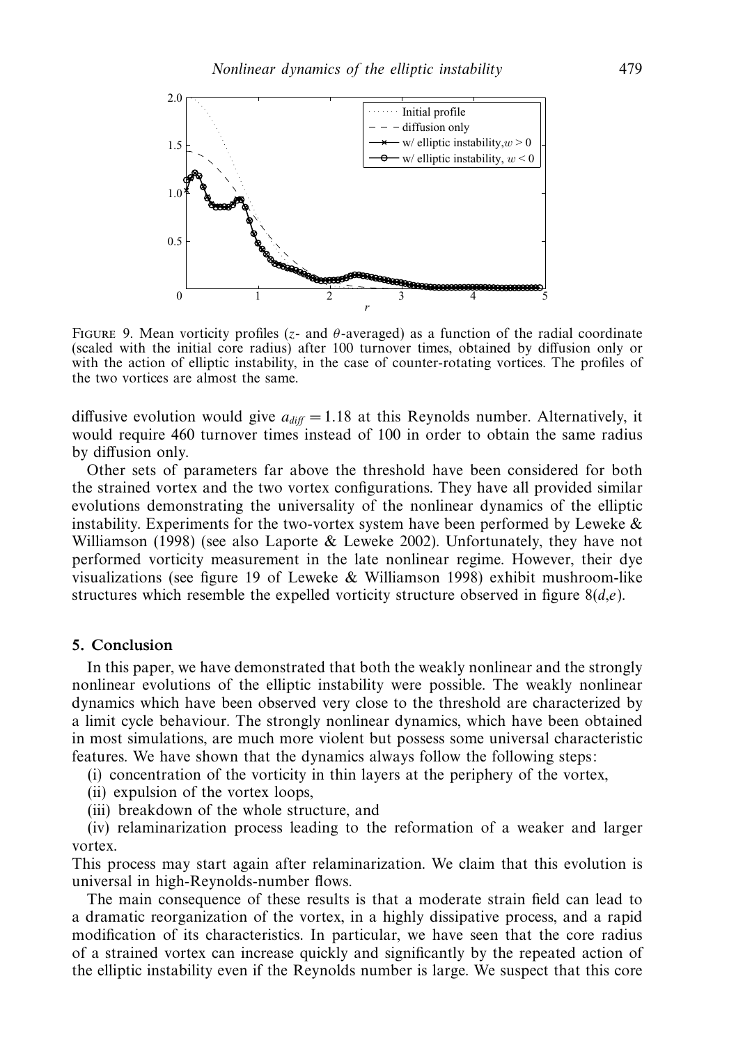FIGURE 9. Mean vorticity profiles ($z$- and $\theta$-averaged) as a function of the radial coordinate (scaled with the initial core radius) after 100 turnover times, obtained by diffusion only or with the action of elliptic instability, in the case of counter-rotating vortices. The profiles of the two vortices are almost the same.

diffusive evolution would give $a_{diff} = 1.18$ at this Reynolds number. Alternatively, it would require 460 turnover times instead of 100 in order to obtain the same radius by diffusion only.

Other sets of parameters far above the threshold have been considered for both the strained vortex and the two vortex configurations. They have all provided similar evolutions demonstrating the universality of the nonlinear dynamics of the elliptic instability. Experiments for the two-vortex system have been performed by Leweke & Williamson (1998) (see also Laporte & Leweke 2002). Unfortunately, they have not performed vorticity measurement in the late nonlinear regime. However, their dye visualizations (see figure 19 of Leweke & Williamson 1998) exhibit mushroom-like structures which resemble the expelled vorticity structure observed in figure 8($d$,$e$).

## 5. Conclusion

In this paper, we have demonstrated that both the weakly nonlinear and the strongly nonlinear evolutions of the elliptic instability were possible. The weakly nonlinear dynamics which have been observed very close to the threshold are characterized by a limit cycle behaviour. The strongly nonlinear dynamics, which have been obtained in most simulations, are much more violent but possess some universal characteristic features. We have shown that the dynamics always follow the following steps:

(i) concentration of the vorticity in thin layers at the periphery of the vortex,

(ii) expulsion of the vortex loops,

(iii) breakdown of the whole structure, and

(iv) relaminarization process leading to the reformation of a weaker and larger vortex.

This process may start again after relaminarization. We claim that this evolution is universal in high-Reynolds-number flows.

The main consequence of these results is that a moderate strain field can lead to a dramatic reorganization of the vortex, in a highly dissipative process, and a rapid modification of its characteristics. In particular, we have seen that the core radius of a strained vortex can increase quickly and significantly by the repeated action of the elliptic instability even if the Reynolds number is large. We suspect that this core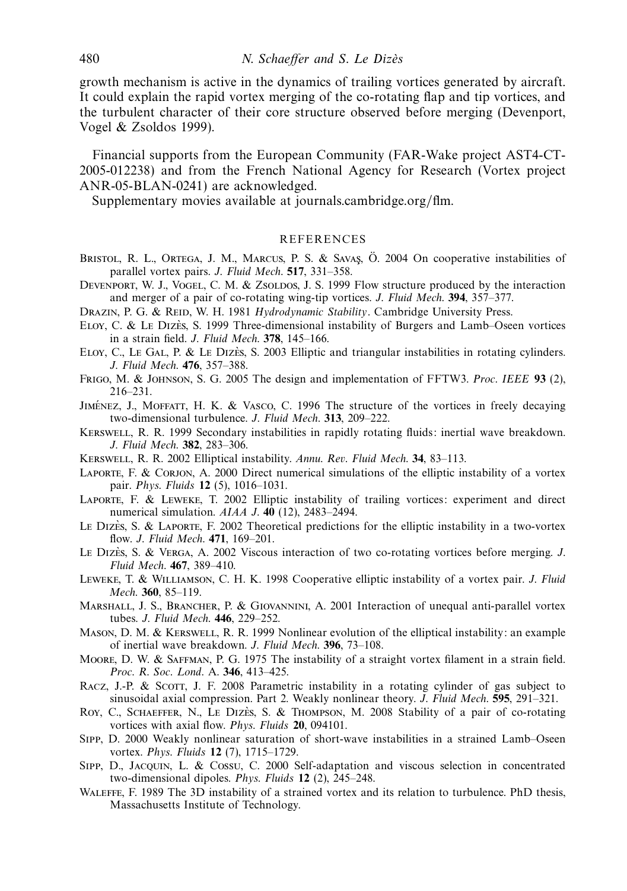growth mechanism is active in the dynamics of trailing vortices generated by aircraft. It could explain the rapid vortex merging of the co-rotating flap and tip vortices, and the turbulent character of their core structure observed before merging (Devenport, Vogel & Zsoldos 1999).

Financial supports from the European Community (FAR-Wake project AST4-CT-2005-012238) and from the French National Agency for Research (Vortex project ANR-05-BLAN-0241) are acknowledged.

Supplementary movies available at journals.cambridge.org/flm.

## REFERENCES

Bristol, R. L., Ortega, J. M., Marcus, P. S. & Savaş, Ö. 2004 On cooperative instabilities of parallel vortex pairs. *J. Fluid Mech.* **517**, 331–358.

Devenport, W. J., Vogel, C. M. & Zsoldos, J. S. 1999 Flow structure produced by the interaction and merger of a pair of co-rotating wing-tip vortices. *J. Fluid Mech.* **394**, 357–377.

Drazin, P. G. & Reid, W. H. 1981 *Hydrodynamic Stability*. Cambridge University Press.

Eloy, C. & Le Dizès, S. 1999 Three-dimensional instability of Burgers and Lamb–Oseen vortices in a strain field. *J. Fluid Mech.* **378**, 145–166.

Eloy, C., Le Gal, P. & Le Dizès, S. 2003 Elliptic and triangular instabilities in rotating cylinders. *J. Fluid Mech.* **476**, 357–388.

Frigo, M. & Johnson, S. G. 2005 The design and implementation of FFTW3. *Proc. IEEE* **93** (2), 216–231.

Jiménez, J., Moffatt, H. K. & Vasco, C. 1996 The structure of the vortices in freely decaying two-dimensional turbulence. *J. Fluid Mech.* **313**, 209–222.

Kerswell, R. R. 1999 Secondary instabilities in rapidly rotating fluids: inertial wave breakdown. *J. Fluid Mech.* **382**, 283–306.

Kerswell, R. R. 2002 Elliptical instability. *Annu. Rev. Fluid Mech.* **34**, 83–113.

Laporte, F. & Corjon, A. 2000 Direct numerical simulations of the elliptic instability of a vortex pair. *Phys. Fluids* **12** (5), 1016–1031.

Laporte, F. & Leweke, T. 2002 Elliptic instability of trailing vortices: experiment and direct numerical simulation. *AIAA J.* **40** (12), 2483–2494.

Le Dizès, S. & Laporte, F. 2002 Theoretical predictions for the elliptic instability in a two-vortex flow. *J. Fluid Mech.* **471**, 169–201.

Le Dizès, S. & Verga, A. 2002 Viscous interaction of two co-rotating vortices before merging. *J. Fluid Mech.* **467**, 389–410.

Leweke, T. & Williamson, C. H. K. 1998 Cooperative elliptic instability of a vortex pair. *J. Fluid Mech.* **360**, 85–119.

Marshall, J. S., Brancher, P. & Giovannini, A. 2001 Interaction of unequal anti-parallel vortex tubes. *J. Fluid Mech.* **446**, 229–252.

Mason, D. M. & Kerswell, R. R. 1999 Nonlinear evolution of the elliptical instability: an example of inertial wave breakdown. *J. Fluid Mech.* **396**, 73–108.

Moore, D. W. & Saffman, P. G. 1975 The instability of a straight vortex filament in a strain field. *Proc. R. Soc. Lond.* A. **346**, 413–425.

Racz, J.-P. & Scott, J. F. 2008 Parametric instability in a rotating cylinder of gas subject to sinusoidal axial compression. Part 2. Weakly nonlinear theory. *J. Fluid Mech.* **595**, 291–321.

Roy, C., Schaeffer, N., Le Dizès, S. & Thompson, M. 2008 Stability of a pair of co-rotating vortices with axial flow. *Phys. Fluids* **20**, 094101.

Sipp, D. 2000 Weakly nonlinear saturation of short-wave instabilities in a strained Lamb–Oseen vortex. *Phys. Fluids* **12** (7), 1715–1729.

Sipp, D., Jacquin, L. & Cossu, C. 2000 Self-adaptation and viscous selection in concentrated two-dimensional dipoles. *Phys. Fluids* **12** (2), 245–248.

Waleffe, F. 1989 The 3D instability of a strained vortex and its relation to turbulence. PhD thesis, Massachusetts Institute of Technology.